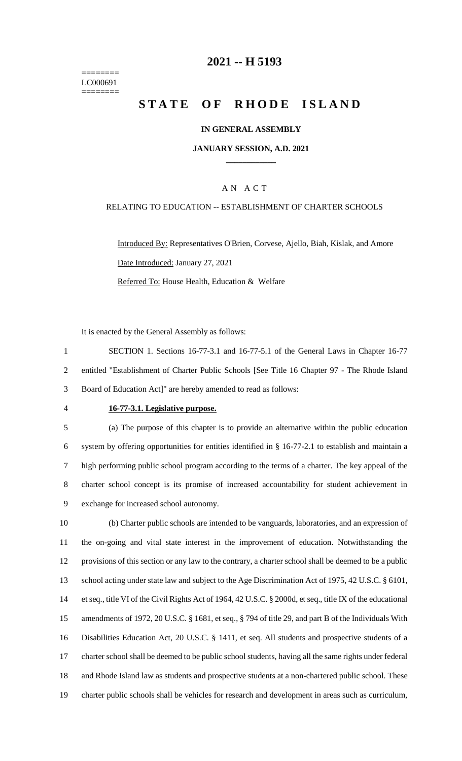========
LC000691
========

# 2021 -- H 5193

# STATE OF RHODE ISLAND

**IN GENERAL ASSEMBLY**

**JANUARY SESSION, A.D. 2021**

A N A C T

RELATING TO EDUCATION -- ESTABLISHMENT OF CHARTER SCHOOLS

Introduced By: Representatives O'Brien, Corvese, Ajello, Biah, Kislak, and Amore

Date Introduced: January 27, 2021

Referred To: House Health, Education & Welfare

It is enacted by the General Assembly as follows:

1 SECTION 1. Sections 16-77-3.1 and 16-77-5.1 of the General Laws in Chapter 16-77
2 entitled "Establishment of Charter Public Schools [See Title 16 Chapter 97 - The Rhode Island
3 Board of Education Act]" are hereby amended to read as follows:

4 **16-77-3.1. Legislative purpose.**

5 (a) The purpose of this chapter is to provide an alternative within the public education
6 system by offering opportunities for entities identified in § 16-77-2.1 to establish and maintain a
7 high performing public school program according to the terms of a charter. The key appeal of the
8 charter school concept is its promise of increased accountability for student achievement in
9 exchange for increased school autonomy.

10 (b) Charter public schools are intended to be vanguards, laboratories, and an expression of
11 the on-going and vital state interest in the improvement of education. Notwithstanding the
12 provisions of this section or any law to the contrary, a charter school shall be deemed to be a public
13 school acting under state law and subject to the Age Discrimination Act of 1975, 42 U.S.C. § 6101,
14 et seq., title VI of the Civil Rights Act of 1964, 42 U.S.C. § 2000d, et seq., title IX of the educational
15 amendments of 1972, 20 U.S.C. § 1681, et seq., § 794 of title 29, and part B of the Individuals With
16 Disabilities Education Act, 20 U.S.C. § 1411, et seq. All students and prospective students of a
17 charter school shall be deemed to be public school students, having all the same rights under federal
18 and Rhode Island law as students and prospective students at a non-chartered public school. These
19 charter public schools shall be vehicles for research and development in areas such as curriculum,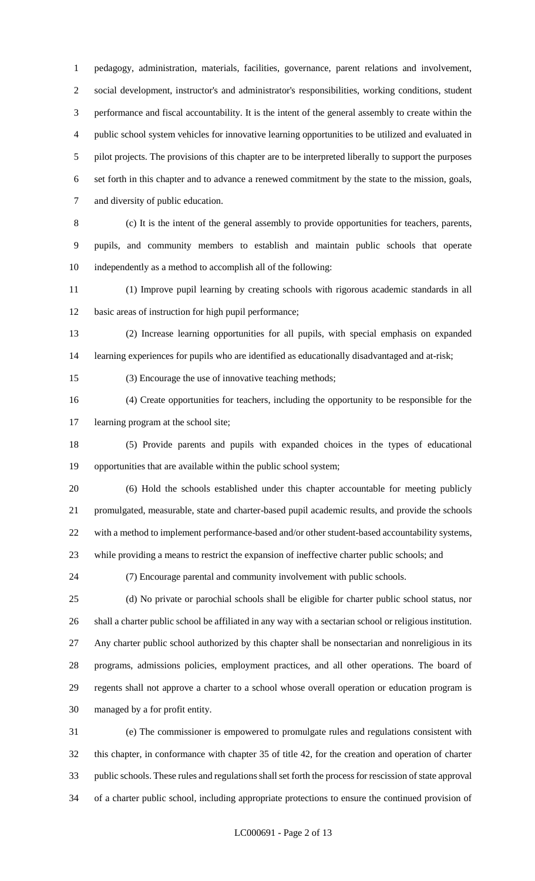pedagogy, administration, materials, facilities, governance, parent relations and involvement, social development, instructor's and administrator's responsibilities, working conditions, student performance and fiscal accountability. It is the intent of the general assembly to create within the public school system vehicles for innovative learning opportunities to be utilized and evaluated in pilot projects. The provisions of this chapter are to be interpreted liberally to support the purposes set forth in this chapter and to advance a renewed commitment by the state to the mission, goals, and diversity of public education.

(c) It is the intent of the general assembly to provide opportunities for teachers, parents, pupils, and community members to establish and maintain public schools that operate independently as a method to accomplish all of the following:

(1) Improve pupil learning by creating schools with rigorous academic standards in all basic areas of instruction for high pupil performance;

(2) Increase learning opportunities for all pupils, with special emphasis on expanded learning experiences for pupils who are identified as educationally disadvantaged and at-risk;

(3) Encourage the use of innovative teaching methods;

(4) Create opportunities for teachers, including the opportunity to be responsible for the learning program at the school site;

(5) Provide parents and pupils with expanded choices in the types of educational opportunities that are available within the public school system;

(6) Hold the schools established under this chapter accountable for meeting publicly promulgated, measurable, state and charter-based pupil academic results, and provide the schools with a method to implement performance-based and/or other student-based accountability systems, while providing a means to restrict the expansion of ineffective charter public schools; and

(7) Encourage parental and community involvement with public schools.

(d) No private or parochial schools shall be eligible for charter public school status, nor shall a charter public school be affiliated in any way with a sectarian school or religious institution. Any charter public school authorized by this chapter shall be nonsectarian and nonreligious in its programs, admissions policies, employment practices, and all other operations. The board of regents shall not approve a charter to a school whose overall operation or education program is managed by a for profit entity.

(e) The commissioner is empowered to promulgate rules and regulations consistent with this chapter, in conformance with chapter 35 of title 42, for the creation and operation of charter public schools. These rules and regulations shall set forth the process for rescission of state approval of a charter public school, including appropriate protections to ensure the continued provision of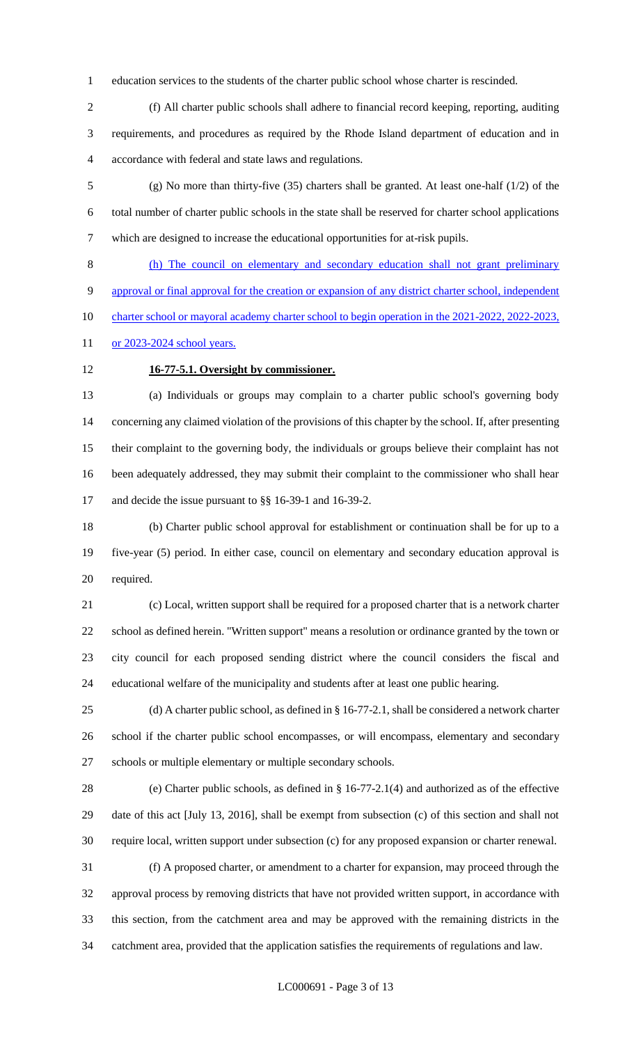education services to the students of the charter public school whose charter is rescinded.

(f) All charter public schools shall adhere to financial record keeping, reporting, auditing requirements, and procedures as required by the Rhode Island department of education and in accordance with federal and state laws and regulations.

(g) No more than thirty-five (35) charters shall be granted. At least one-half (1/2) of the total number of charter public schools in the state shall be reserved for charter school applications which are designed to increase the educational opportunities for at-risk pupils.

(h) The council on elementary and secondary education shall not grant preliminary approval or final approval for the creation or expansion of any district charter school, independent charter school or mayoral academy charter school to begin operation in the 2021-2022, 2022-2023, or 2023-2024 school years.

**16-77-5.1. Oversight by commissioner.**

(a) Individuals or groups may complain to a charter public school's governing body concerning any claimed violation of the provisions of this chapter by the school. If, after presenting their complaint to the governing body, the individuals or groups believe their complaint has not been adequately addressed, they may submit their complaint to the commissioner who shall hear and decide the issue pursuant to §§ 16-39-1 and 16-39-2.

(b) Charter public school approval for establishment or continuation shall be for up to a five-year (5) period. In either case, council on elementary and secondary education approval is required.

(c) Local, written support shall be required for a proposed charter that is a network charter school as defined herein. "Written support" means a resolution or ordinance granted by the town or city council for each proposed sending district where the council considers the fiscal and educational welfare of the municipality and students after at least one public hearing.

(d) A charter public school, as defined in § 16-77-2.1, shall be considered a network charter school if the charter public school encompasses, or will encompass, elementary and secondary schools or multiple elementary or multiple secondary schools.

(e) Charter public schools, as defined in § 16-77-2.1(4) and authorized as of the effective date of this act [July 13, 2016], shall be exempt from subsection (c) of this section and shall not require local, written support under subsection (c) for any proposed expansion or charter renewal.

(f) A proposed charter, or amendment to a charter for expansion, may proceed through the approval process by removing districts that have not provided written support, in accordance with this section, from the catchment area and may be approved with the remaining districts in the catchment area, provided that the application satisfies the requirements of regulations and law.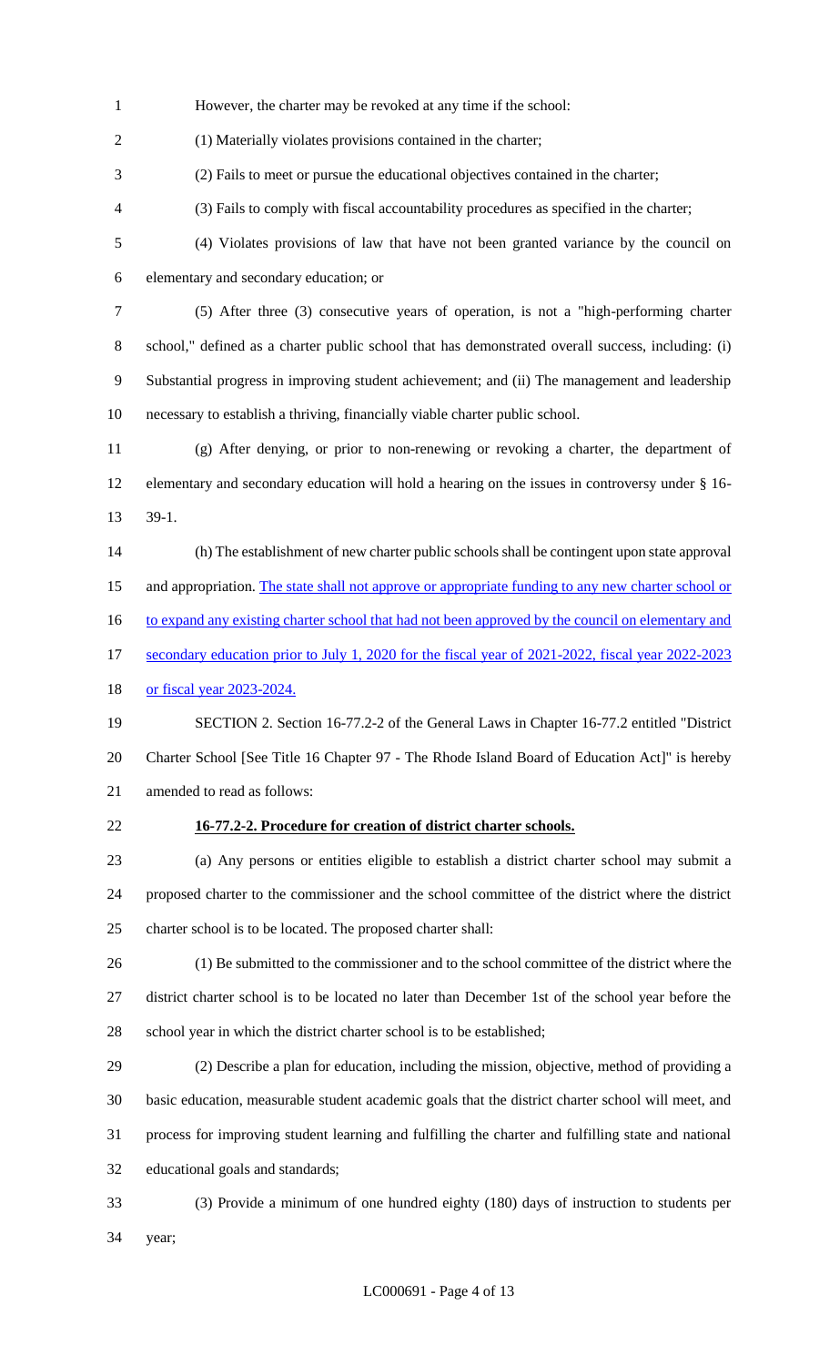However, the charter may be revoked at any time if the school:

(1) Materially violates provisions contained in the charter;

(2) Fails to meet or pursue the educational objectives contained in the charter;

(3) Fails to comply with fiscal accountability procedures as specified in the charter;

(4) Violates provisions of law that have not been granted variance by the council on elementary and secondary education; or

(5) After three (3) consecutive years of operation, is not a "high-performing charter school," defined as a charter public school that has demonstrated overall success, including: (i) Substantial progress in improving student achievement; and (ii) The management and leadership necessary to establish a thriving, financially viable charter public school.

(g) After denying, or prior to non-renewing or revoking a charter, the department of elementary and secondary education will hold a hearing on the issues in controversy under § 16-39-1.

(h) The establishment of new charter public schools shall be contingent upon state approval and appropriation. <u>The state shall not approve or appropriate funding to any new charter school or to expand any existing charter school that had not been approved by the council on elementary and secondary education prior to July 1, 2020 for the fiscal year of 2021-2022, fiscal year 2022-2023 or fiscal year 2023-2024.</u>

SECTION 2. Section 16-77.2-2 of the General Laws in Chapter 16-77.2 entitled "District Charter School [See Title 16 Chapter 97 - The Rhode Island Board of Education Act]" is hereby amended to read as follows:

**16-77.2-2. Procedure for creation of district charter schools.**

(a) Any persons or entities eligible to establish a district charter school may submit a proposed charter to the commissioner and the school committee of the district where the district charter school is to be located. The proposed charter shall:

(1) Be submitted to the commissioner and to the school committee of the district where the district charter school is to be located no later than December 1st of the school year before the school year in which the district charter school is to be established;

(2) Describe a plan for education, including the mission, objective, method of providing a basic education, measurable student academic goals that the district charter school will meet, and process for improving student learning and fulfilling the charter and fulfilling state and national educational goals and standards;

(3) Provide a minimum of one hundred eighty (180) days of instruction to students per year;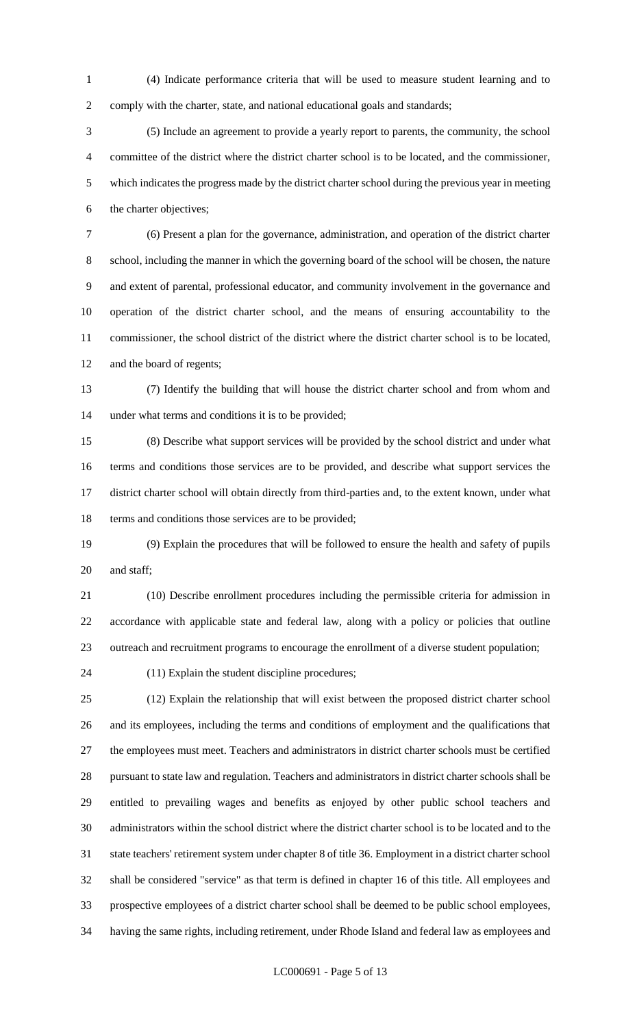(4) Indicate performance criteria that will be used to measure student learning and to comply with the charter, state, and national educational goals and standards;

(5) Include an agreement to provide a yearly report to parents, the community, the school committee of the district where the district charter school is to be located, and the commissioner, which indicates the progress made by the district charter school during the previous year in meeting the charter objectives;

(6) Present a plan for the governance, administration, and operation of the district charter school, including the manner in which the governing board of the school will be chosen, the nature and extent of parental, professional educator, and community involvement in the governance and operation of the district charter school, and the means of ensuring accountability to the commissioner, the school district of the district where the district charter school is to be located, and the board of regents;

(7) Identify the building that will house the district charter school and from whom and under what terms and conditions it is to be provided;

(8) Describe what support services will be provided by the school district and under what terms and conditions those services are to be provided, and describe what support services the district charter school will obtain directly from third-parties and, to the extent known, under what terms and conditions those services are to be provided;

(9) Explain the procedures that will be followed to ensure the health and safety of pupils and staff;

(10) Describe enrollment procedures including the permissible criteria for admission in accordance with applicable state and federal law, along with a policy or policies that outline outreach and recruitment programs to encourage the enrollment of a diverse student population;

(11) Explain the student discipline procedures;

(12) Explain the relationship that will exist between the proposed district charter school and its employees, including the terms and conditions of employment and the qualifications that the employees must meet. Teachers and administrators in district charter schools must be certified pursuant to state law and regulation. Teachers and administrators in district charter schools shall be entitled to prevailing wages and benefits as enjoyed by other public school teachers and administrators within the school district where the district charter school is to be located and to the state teachers' retirement system under chapter 8 of title 36. Employment in a district charter school shall be considered "service" as that term is defined in chapter 16 of this title. All employees and prospective employees of a district charter school shall be deemed to be public school employees, having the same rights, including retirement, under Rhode Island and federal law as employees and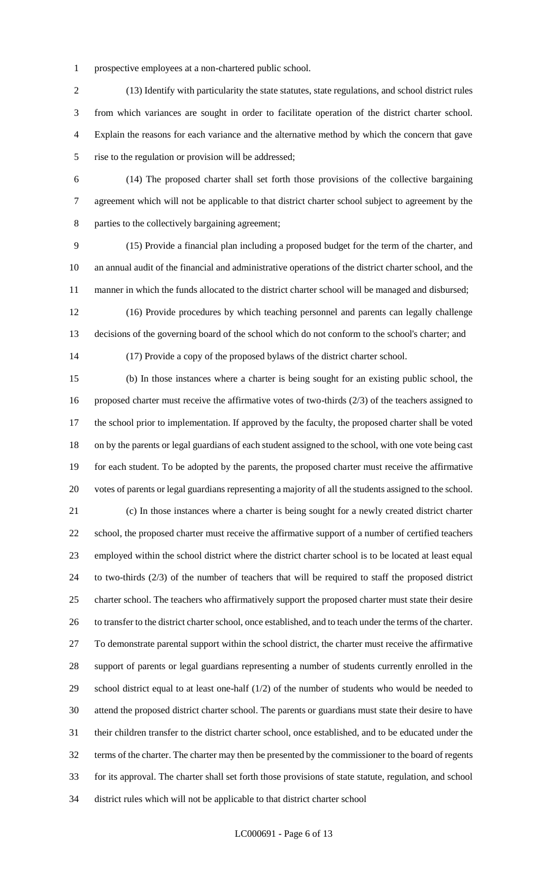prospective employees at a non-chartered public school.

(13) Identify with particularity the state statutes, state regulations, and school district rules from which variances are sought in order to facilitate operation of the district charter school. Explain the reasons for each variance and the alternative method by which the concern that gave rise to the regulation or provision will be addressed;

(14) The proposed charter shall set forth those provisions of the collective bargaining agreement which will not be applicable to that district charter school subject to agreement by the parties to the collectively bargaining agreement;

(15) Provide a financial plan including a proposed budget for the term of the charter, and an annual audit of the financial and administrative operations of the district charter school, and the manner in which the funds allocated to the district charter school will be managed and disbursed;

(16) Provide procedures by which teaching personnel and parents can legally challenge decisions of the governing board of the school which do not conform to the school's charter; and

(17) Provide a copy of the proposed bylaws of the district charter school.

(b) In those instances where a charter is being sought for an existing public school, the proposed charter must receive the affirmative votes of two-thirds (2/3) of the teachers assigned to the school prior to implementation. If approved by the faculty, the proposed charter shall be voted on by the parents or legal guardians of each student assigned to the school, with one vote being cast for each student. To be adopted by the parents, the proposed charter must receive the affirmative votes of parents or legal guardians representing a majority of all the students assigned to the school.

(c) In those instances where a charter is being sought for a newly created district charter school, the proposed charter must receive the affirmative support of a number of certified teachers employed within the school district where the district charter school is to be located at least equal to two-thirds (2/3) of the number of teachers that will be required to staff the proposed district charter school. The teachers who affirmatively support the proposed charter must state their desire to transfer to the district charter school, once established, and to teach under the terms of the charter. To demonstrate parental support within the school district, the charter must receive the affirmative support of parents or legal guardians representing a number of students currently enrolled in the school district equal to at least one-half (1/2) of the number of students who would be needed to attend the proposed district charter school. The parents or guardians must state their desire to have their children transfer to the district charter school, once established, and to be educated under the terms of the charter. The charter may then be presented by the commissioner to the board of regents for its approval. The charter shall set forth those provisions of state statute, regulation, and school district rules which will not be applicable to that district charter school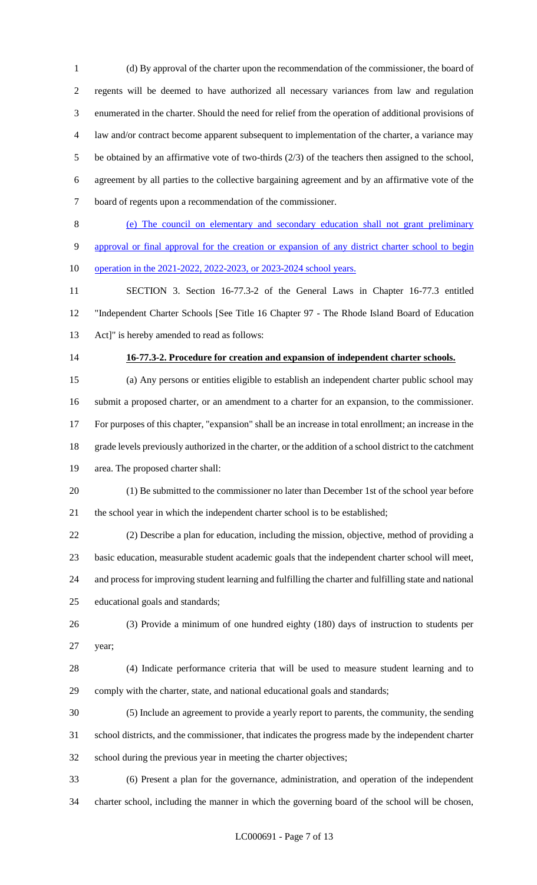(d) By approval of the charter upon the recommendation of the commissioner, the board of regents will be deemed to have authorized all necessary variances from law and regulation enumerated in the charter. Should the need for relief from the operation of additional provisions of law and/or contract become apparent subsequent to implementation of the charter, a variance may be obtained by an affirmative vote of two-thirds (2/3) of the teachers then assigned to the school, agreement by all parties to the collective bargaining agreement and by an affirmative vote of the board of regents upon a recommendation of the commissioner.

(e) The council on elementary and secondary education shall not grant preliminary approval or final approval for the creation or expansion of any district charter school to begin operation in the 2021-2022, 2022-2023, or 2023-2024 school years.

SECTION 3. Section 16-77.3-2 of the General Laws in Chapter 16-77.3 entitled "Independent Charter Schools [See Title 16 Chapter 97 - The Rhode Island Board of Education Act]" is hereby amended to read as follows:

**16-77.3-2. Procedure for creation and expansion of independent charter schools.**

(a) Any persons or entities eligible to establish an independent charter public school may submit a proposed charter, or an amendment to a charter for an expansion, to the commissioner. For purposes of this chapter, "expansion" shall be an increase in total enrollment; an increase in the grade levels previously authorized in the charter, or the addition of a school district to the catchment area. The proposed charter shall:

(1) Be submitted to the commissioner no later than December 1st of the school year before the school year in which the independent charter school is to be established;

(2) Describe a plan for education, including the mission, objective, method of providing a basic education, measurable student academic goals that the independent charter school will meet, and process for improving student learning and fulfilling the charter and fulfilling state and national educational goals and standards;

(3) Provide a minimum of one hundred eighty (180) days of instruction to students per year;

(4) Indicate performance criteria that will be used to measure student learning and to comply with the charter, state, and national educational goals and standards;

(5) Include an agreement to provide a yearly report to parents, the community, the sending school districts, and the commissioner, that indicates the progress made by the independent charter school during the previous year in meeting the charter objectives;

(6) Present a plan for the governance, administration, and operation of the independent charter school, including the manner in which the governing board of the school will be chosen,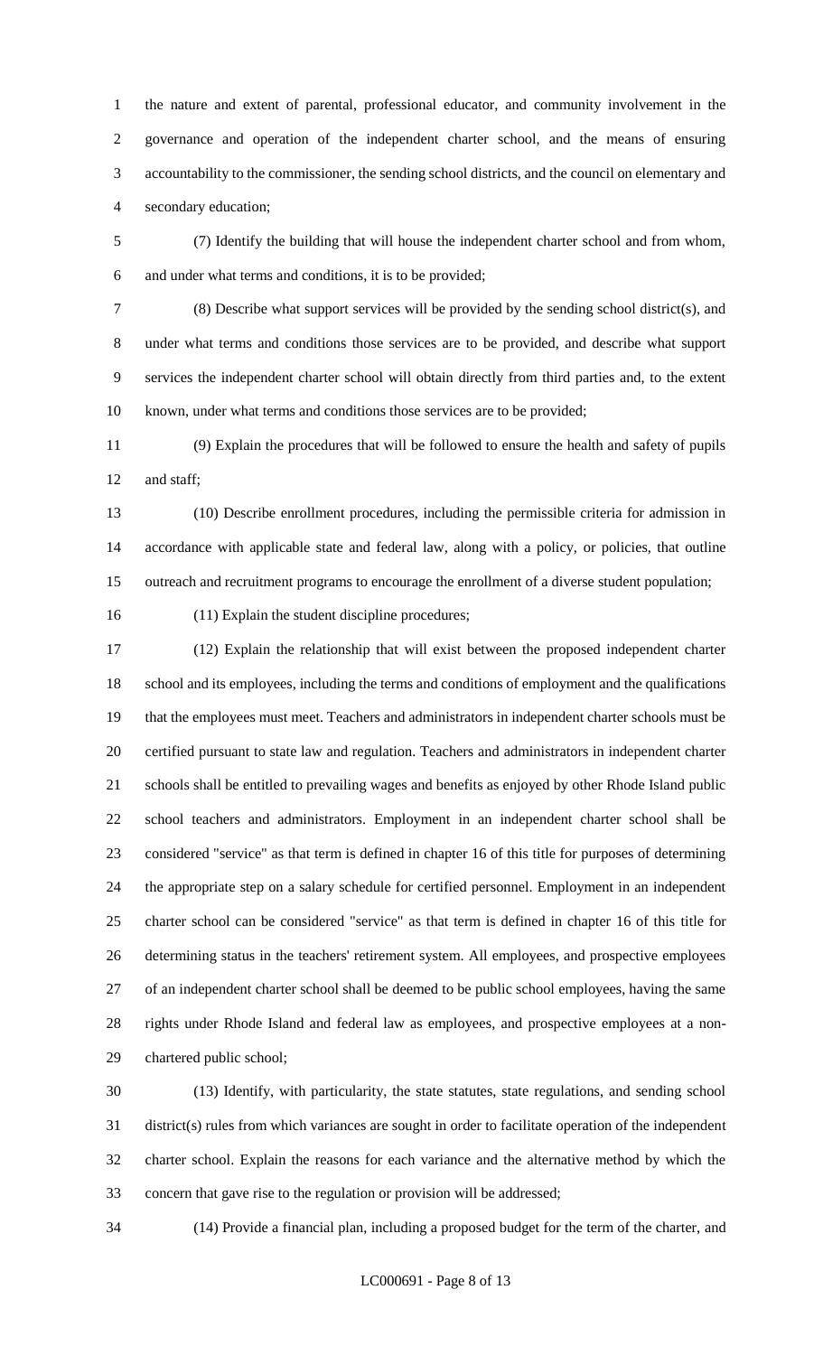the nature and extent of parental, professional educator, and community involvement in the governance and operation of the independent charter school, and the means of ensuring accountability to the commissioner, the sending school districts, and the council on elementary and secondary education;

(7) Identify the building that will house the independent charter school and from whom, and under what terms and conditions, it is to be provided;

(8) Describe what support services will be provided by the sending school district(s), and under what terms and conditions those services are to be provided, and describe what support services the independent charter school will obtain directly from third parties and, to the extent known, under what terms and conditions those services are to be provided;

(9) Explain the procedures that will be followed to ensure the health and safety of pupils and staff;

(10) Describe enrollment procedures, including the permissible criteria for admission in accordance with applicable state and federal law, along with a policy, or policies, that outline outreach and recruitment programs to encourage the enrollment of a diverse student population;

(11) Explain the student discipline procedures;

(12) Explain the relationship that will exist between the proposed independent charter school and its employees, including the terms and conditions of employment and the qualifications that the employees must meet. Teachers and administrators in independent charter schools must be certified pursuant to state law and regulation. Teachers and administrators in independent charter schools shall be entitled to prevailing wages and benefits as enjoyed by other Rhode Island public school teachers and administrators. Employment in an independent charter school shall be considered "service" as that term is defined in chapter 16 of this title for purposes of determining the appropriate step on a salary schedule for certified personnel. Employment in an independent charter school can be considered "service" as that term is defined in chapter 16 of this title for determining status in the teachers' retirement system. All employees, and prospective employees of an independent charter school shall be deemed to be public school employees, having the same rights under Rhode Island and federal law as employees, and prospective employees at a non-chartered public school;

(13) Identify, with particularity, the state statutes, state regulations, and sending school district(s) rules from which variances are sought in order to facilitate operation of the independent charter school. Explain the reasons for each variance and the alternative method by which the concern that gave rise to the regulation or provision will be addressed;

(14) Provide a financial plan, including a proposed budget for the term of the charter, and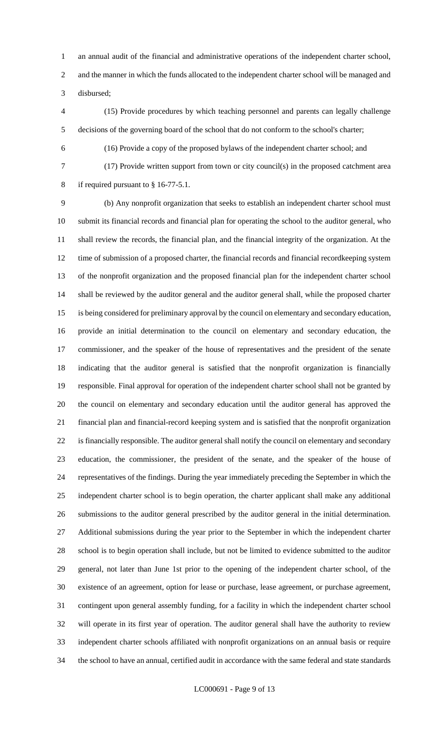an annual audit of the financial and administrative operations of the independent charter school, and the manner in which the funds allocated to the independent charter school will be managed and disbursed;

(15) Provide procedures by which teaching personnel and parents can legally challenge decisions of the governing board of the school that do not conform to the school's charter;

(16) Provide a copy of the proposed bylaws of the independent charter school; and

(17) Provide written support from town or city council(s) in the proposed catchment area if required pursuant to § 16-77-5.1.

(b) Any nonprofit organization that seeks to establish an independent charter school must submit its financial records and financial plan for operating the school to the auditor general, who shall review the records, the financial plan, and the financial integrity of the organization. At the time of submission of a proposed charter, the financial records and financial recordkeeping system of the nonprofit organization and the proposed financial plan for the independent charter school shall be reviewed by the auditor general and the auditor general shall, while the proposed charter is being considered for preliminary approval by the council on elementary and secondary education, provide an initial determination to the council on elementary and secondary education, the commissioner, and the speaker of the house of representatives and the president of the senate indicating that the auditor general is satisfied that the nonprofit organization is financially responsible. Final approval for operation of the independent charter school shall not be granted by the council on elementary and secondary education until the auditor general has approved the financial plan and financial-record keeping system and is satisfied that the nonprofit organization is financially responsible. The auditor general shall notify the council on elementary and secondary education, the commissioner, the president of the senate, and the speaker of the house of representatives of the findings. During the year immediately preceding the September in which the independent charter school is to begin operation, the charter applicant shall make any additional submissions to the auditor general prescribed by the auditor general in the initial determination. Additional submissions during the year prior to the September in which the independent charter school is to begin operation shall include, but not be limited to evidence submitted to the auditor general, not later than June 1st prior to the opening of the independent charter school, of the existence of an agreement, option for lease or purchase, lease agreement, or purchase agreement, contingent upon general assembly funding, for a facility in which the independent charter school will operate in its first year of operation. The auditor general shall have the authority to review independent charter schools affiliated with nonprofit organizations on an annual basis or require the school to have an annual, certified audit in accordance with the same federal and state standards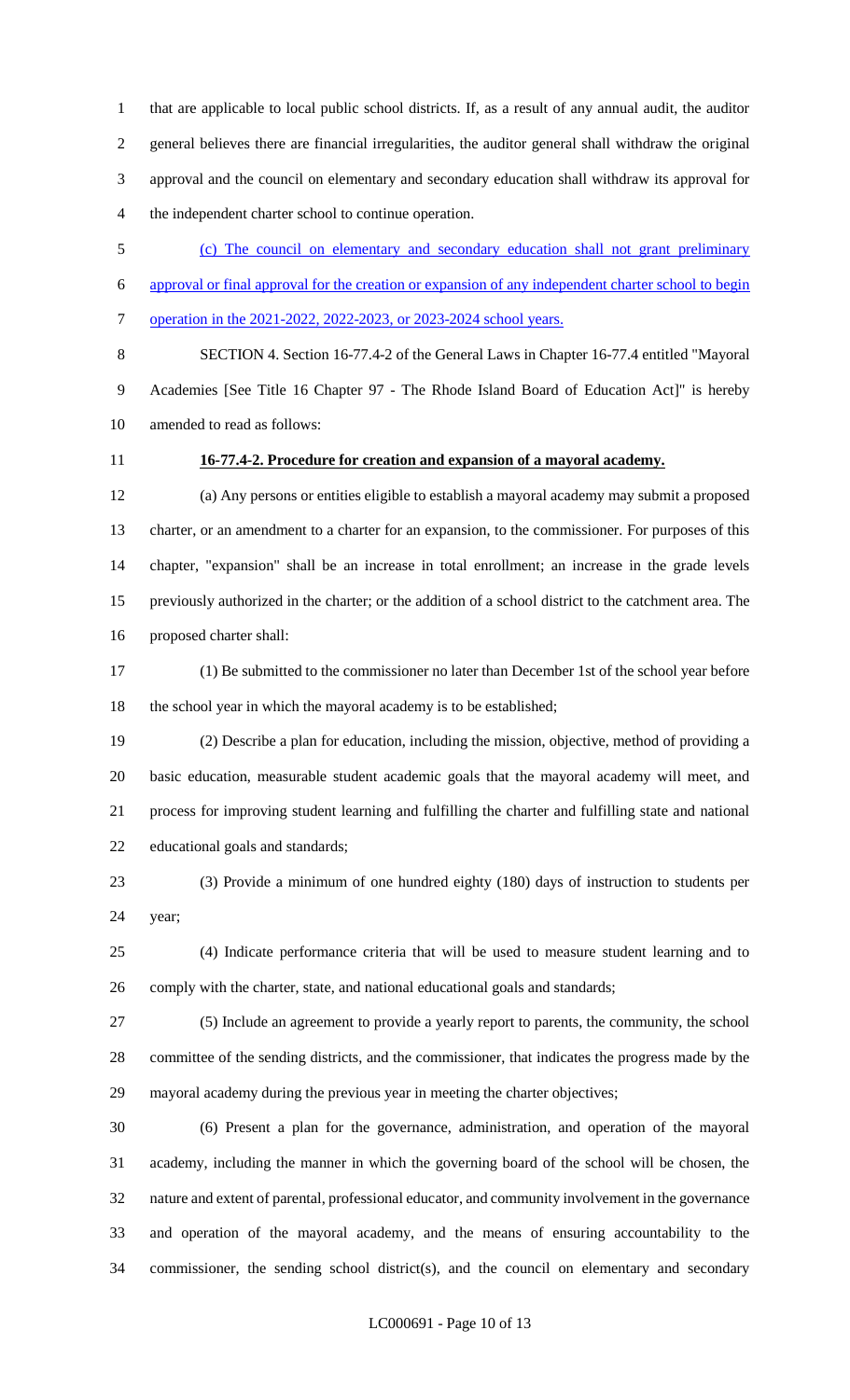that are applicable to local public school districts. If, as a result of any annual audit, the auditor general believes there are financial irregularities, the auditor general shall withdraw the original approval and the council on elementary and secondary education shall withdraw its approval for the independent charter school to continue operation.

<u>(c) The council on elementary and secondary education shall not grant preliminary approval or final approval for the creation or expansion of any independent charter school to begin operation in the 2021-2022, 2022-2023, or 2023-2024 school years.</u>

SECTION 4. Section 16-77.4-2 of the General Laws in Chapter 16-77.4 entitled "Mayoral Academies [See Title 16 Chapter 97 - The Rhode Island Board of Education Act]" is hereby amended to read as follows:

**16-77.4-2. Procedure for creation and expansion of a mayoral academy.**

(a) Any persons or entities eligible to establish a mayoral academy may submit a proposed charter, or an amendment to a charter for an expansion, to the commissioner. For purposes of this chapter, "expansion" shall be an increase in total enrollment; an increase in the grade levels previously authorized in the charter; or the addition of a school district to the catchment area. The proposed charter shall:

(1) Be submitted to the commissioner no later than December 1st of the school year before the school year in which the mayoral academy is to be established;

(2) Describe a plan for education, including the mission, objective, method of providing a basic education, measurable student academic goals that the mayoral academy will meet, and process for improving student learning and fulfilling the charter and fulfilling state and national educational goals and standards;

(3) Provide a minimum of one hundred eighty (180) days of instruction to students per year;

(4) Indicate performance criteria that will be used to measure student learning and to comply with the charter, state, and national educational goals and standards;

(5) Include an agreement to provide a yearly report to parents, the community, the school committee of the sending districts, and the commissioner, that indicates the progress made by the mayoral academy during the previous year in meeting the charter objectives;

(6) Present a plan for the governance, administration, and operation of the mayoral academy, including the manner in which the governing board of the school will be chosen, the nature and extent of parental, professional educator, and community involvement in the governance and operation of the mayoral academy, and the means of ensuring accountability to the commissioner, the sending school district(s), and the council on elementary and secondary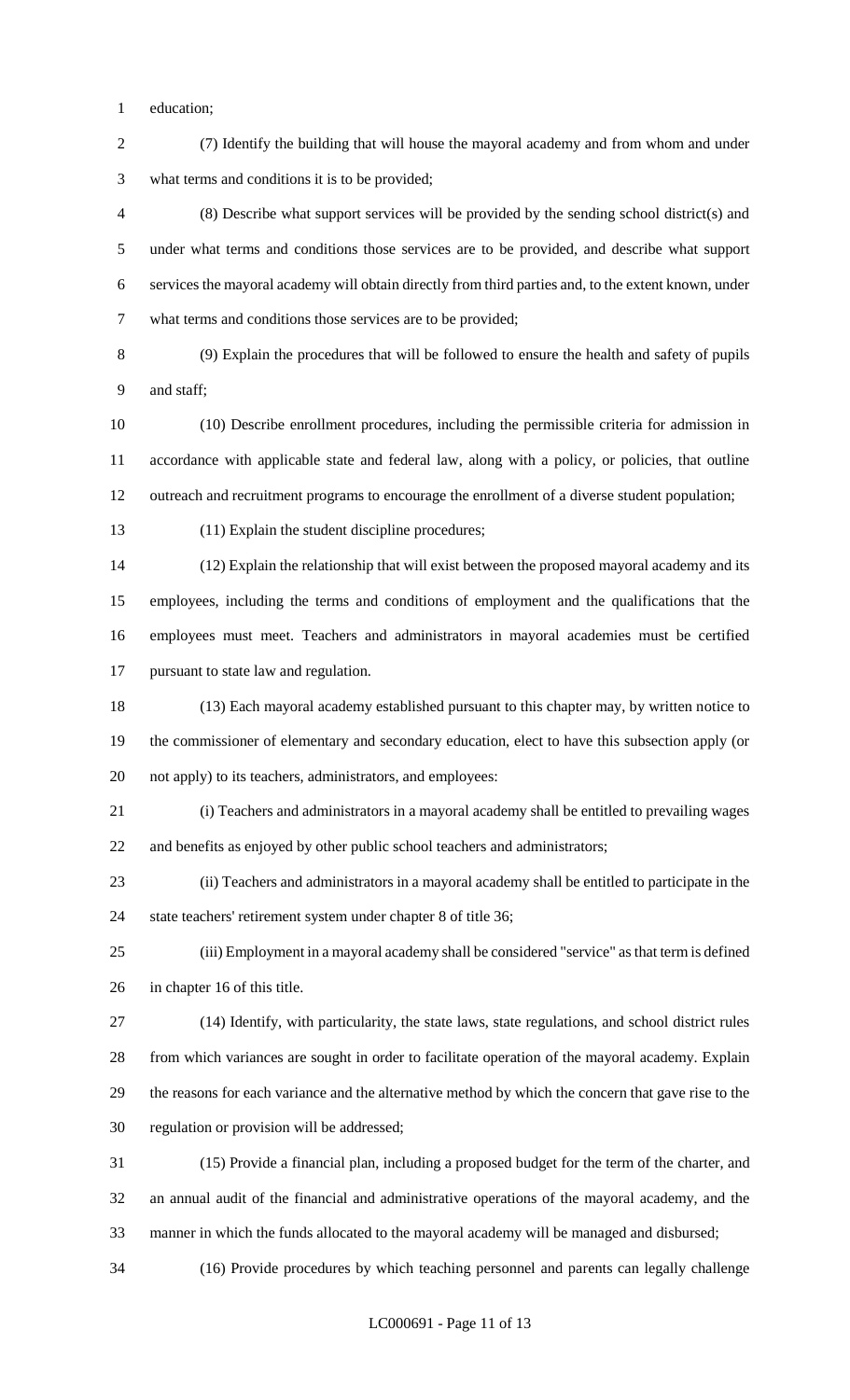education;

(7) Identify the building that will house the mayoral academy and from whom and under what terms and conditions it is to be provided;

(8) Describe what support services will be provided by the sending school district(s) and under what terms and conditions those services are to be provided, and describe what support services the mayoral academy will obtain directly from third parties and, to the extent known, under what terms and conditions those services are to be provided;

(9) Explain the procedures that will be followed to ensure the health and safety of pupils and staff;

(10) Describe enrollment procedures, including the permissible criteria for admission in accordance with applicable state and federal law, along with a policy, or policies, that outline outreach and recruitment programs to encourage the enrollment of a diverse student population;

(11) Explain the student discipline procedures;

(12) Explain the relationship that will exist between the proposed mayoral academy and its employees, including the terms and conditions of employment and the qualifications that the employees must meet. Teachers and administrators in mayoral academies must be certified pursuant to state law and regulation.

(13) Each mayoral academy established pursuant to this chapter may, by written notice to the commissioner of elementary and secondary education, elect to have this subsection apply (or not apply) to its teachers, administrators, and employees:

(i) Teachers and administrators in a mayoral academy shall be entitled to prevailing wages and benefits as enjoyed by other public school teachers and administrators;

(ii) Teachers and administrators in a mayoral academy shall be entitled to participate in the state teachers' retirement system under chapter 8 of title 36;

(iii) Employment in a mayoral academy shall be considered "service" as that term is defined in chapter 16 of this title.

(14) Identify, with particularity, the state laws, state regulations, and school district rules from which variances are sought in order to facilitate operation of the mayoral academy. Explain the reasons for each variance and the alternative method by which the concern that gave rise to the regulation or provision will be addressed;

(15) Provide a financial plan, including a proposed budget for the term of the charter, and an annual audit of the financial and administrative operations of the mayoral academy, and the manner in which the funds allocated to the mayoral academy will be managed and disbursed;

(16) Provide procedures by which teaching personnel and parents can legally challenge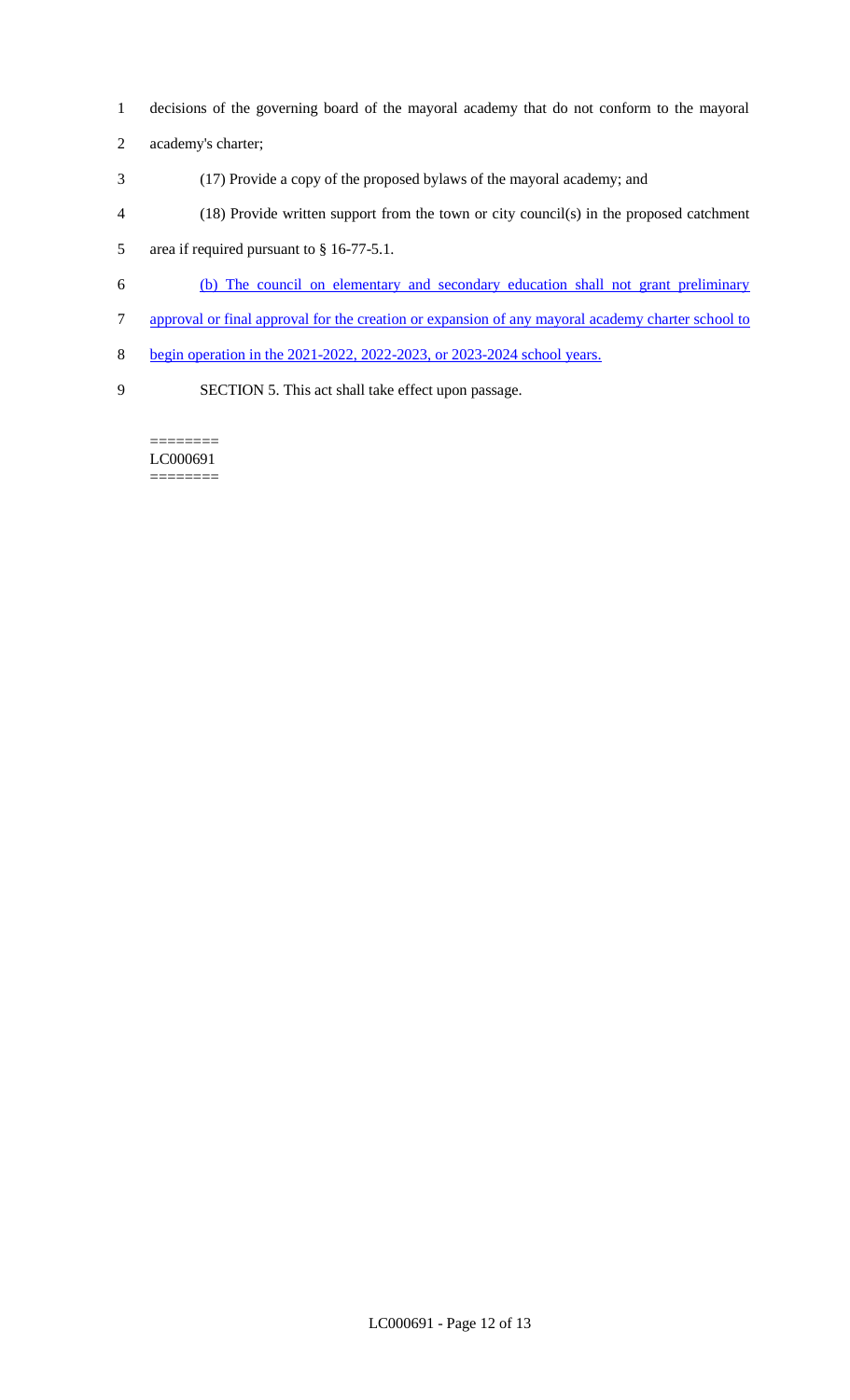decisions of the governing board of the mayoral academy that do not conform to the mayoral academy's charter;

(17) Provide a copy of the proposed bylaws of the mayoral academy; and

(18) Provide written support from the town or city council(s) in the proposed catchment area if required pursuant to § 16-77-5.1.

(b) The council on elementary and secondary education shall not grant preliminary approval or final approval for the creation or expansion of any mayoral academy charter school to begin operation in the 2021-2022, 2022-2023, or 2023-2024 school years.

SECTION 5. This act shall take effect upon passage.

========
LC000691
========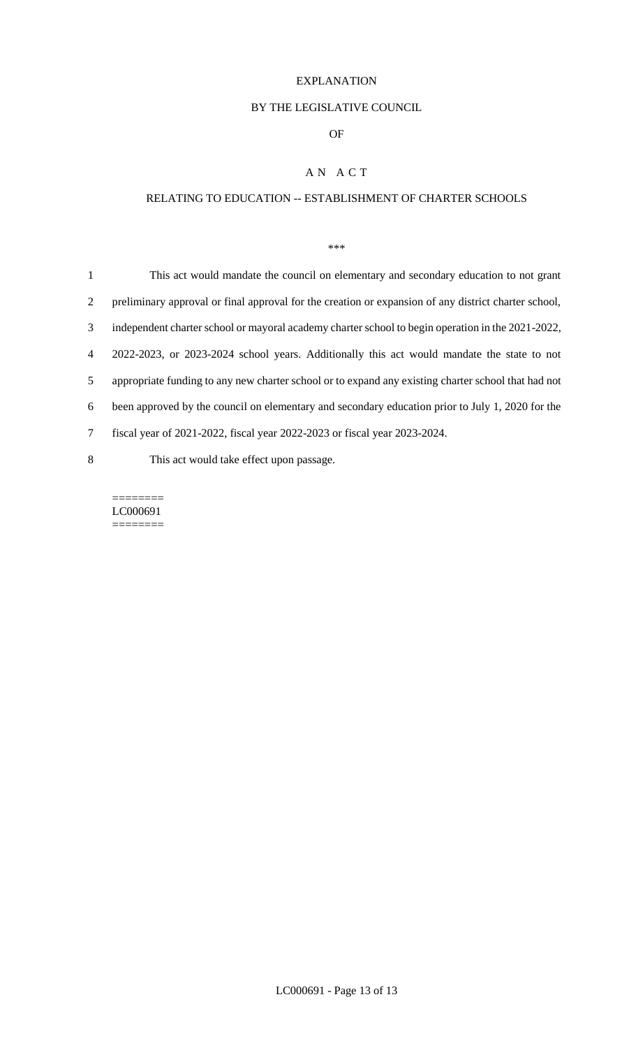EXPLANATION

BY THE LEGISLATIVE COUNCIL

OF

A N A C T

RELATING TO EDUCATION -- ESTABLISHMENT OF CHARTER SCHOOLS

\*\*\*

This act would mandate the council on elementary and secondary education to not grant preliminary approval or final approval for the creation or expansion of any district charter school, independent charter school or mayoral academy charter school to begin operation in the 2021-2022, 2022-2023, or 2023-2024 school years. Additionally this act would mandate the state to not appropriate funding to any new charter school or to expand any existing charter school that had not been approved by the council on elementary and secondary education prior to July 1, 2020 for the fiscal year of 2021-2022, fiscal year 2022-2023 or fiscal year 2023-2024.

This act would take effect upon passage.

========
LC000691
========